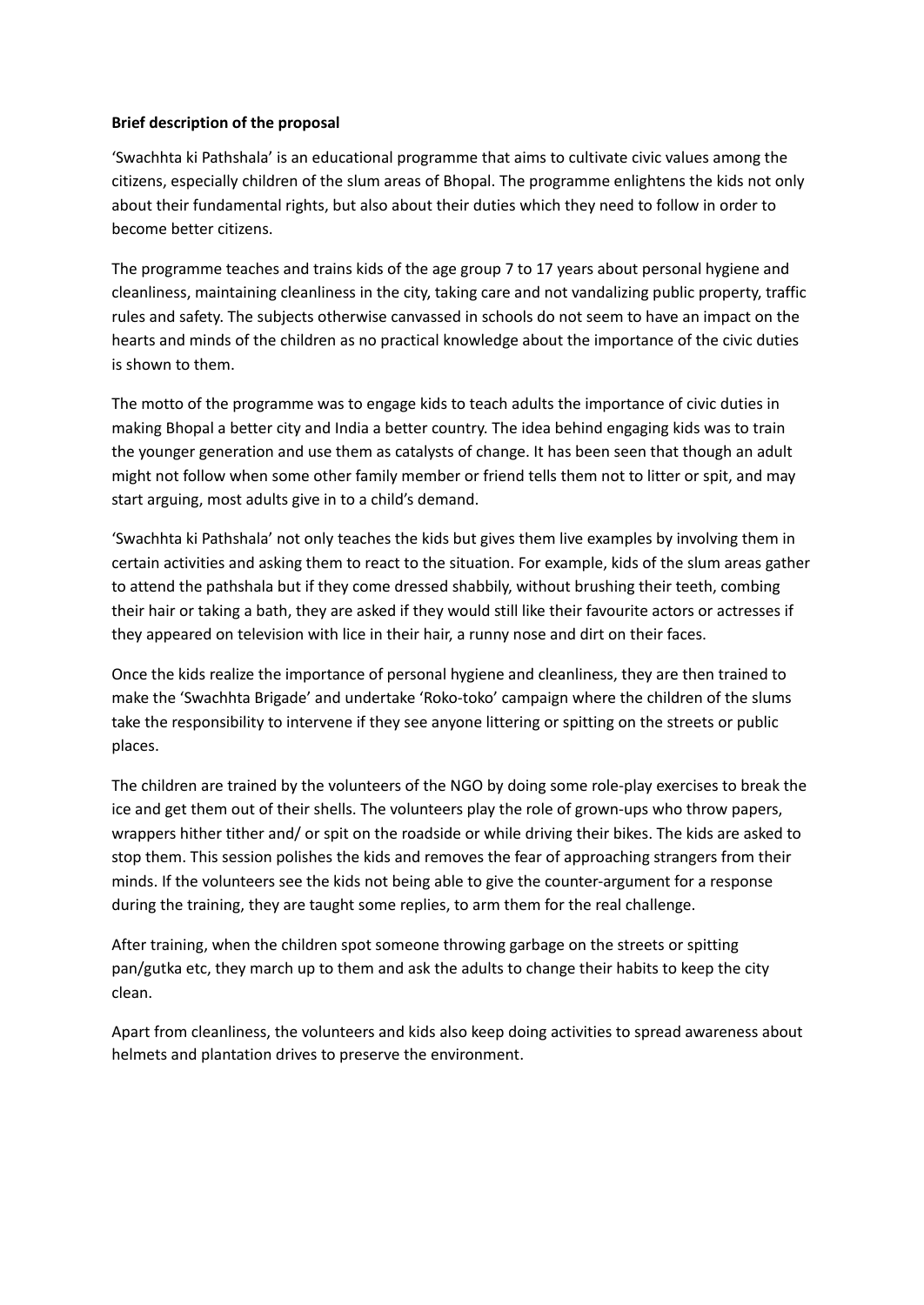**Brief description of the proposal**

'Swachhta ki Pathshala' is an educational programme that aims to cultivate civic values among the citizens, especially children of the slum areas of Bhopal. The programme enlightens the kids not only about their fundamental rights, but also about their duties which they need to follow in order to become better citizens.

The programme teaches and trains kids of the age group 7 to 17 years about personal hygiene and cleanliness, maintaining cleanliness in the city, taking care and not vandalizing public property, traffic rules and safety. The subjects otherwise canvassed in schools do not seem to have an impact on the hearts and minds of the children as no practical knowledge about the importance of the civic duties is shown to them.

The motto of the programme was to engage kids to teach adults the importance of civic duties in making Bhopal a better city and India a better country. The idea behind engaging kids was to train the younger generation and use them as catalysts of change. It has been seen that though an adult might not follow when some other family member or friend tells them not to litter or spit, and may start arguing, most adults give in to a child's demand.

'Swachhta ki Pathshala' not only teaches the kids but gives them live examples by involving them in certain activities and asking them to react to the situation. For example, kids of the slum areas gather to attend the pathshala but if they come dressed shabbily, without brushing their teeth, combing their hair or taking a bath, they are asked if they would still like their favourite actors or actresses if they appeared on television with lice in their hair, a runny nose and dirt on their faces.

Once the kids realize the importance of personal hygiene and cleanliness, they are then trained to make the 'Swachhta Brigade' and undertake 'Roko-toko' campaign where the children of the slums take the responsibility to intervene if they see anyone littering or spitting on the streets or public places.

The children are trained by the volunteers of the NGO by doing some role-play exercises to break the ice and get them out of their shells. The volunteers play the role of grown-ups who throw papers, wrappers hither tither and/ or spit on the roadside or while driving their bikes. The kids are asked to stop them. This session polishes the kids and removes the fear of approaching strangers from their minds. If the volunteers see the kids not being able to give the counter-argument for a response during the training, they are taught some replies, to arm them for the real challenge.

After training, when the children spot someone throwing garbage on the streets or spitting pan/gutka etc, they march up to them and ask the adults to change their habits to keep the city clean.

Apart from cleanliness, the volunteers and kids also keep doing activities to spread awareness about helmets and plantation drives to preserve the environment.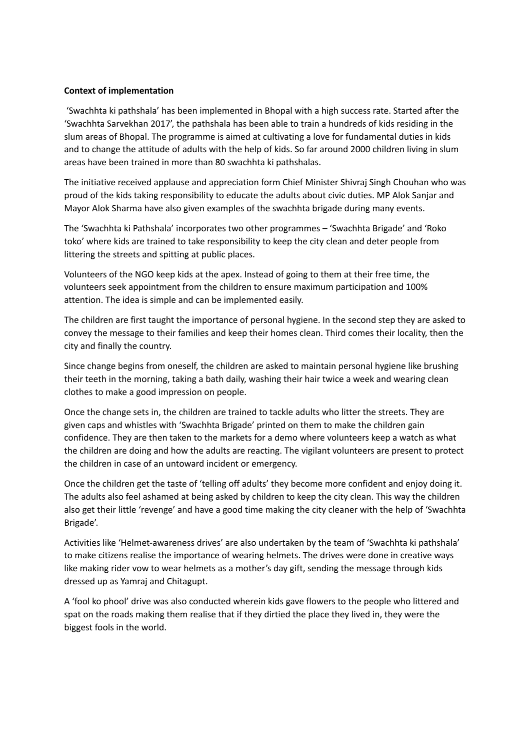**Context of implementation**

'Swachhta ki pathshala' has been implemented in Bhopal with a high success rate. Started after the 'Swachhta Sarvekhan 2017', the pathshala has been able to train a hundreds of kids residing in the slum areas of Bhopal. The programme is aimed at cultivating a love for fundamental duties in kids and to change the attitude of adults with the help of kids. So far around 2000 children living in slum areas have been trained in more than 80 swachhta ki pathshalas.

The initiative received applause and appreciation form Chief Minister Shivraj Singh Chouhan who was proud of the kids taking responsibility to educate the adults about civic duties. MP Alok Sanjar and Mayor Alok Sharma have also given examples of the swachhta brigade during many events.

The 'Swachhta ki Pathshala' incorporates two other programmes – 'Swachhta Brigade' and 'Roko toko' where kids are trained to take responsibility to keep the city clean and deter people from littering the streets and spitting at public places.

Volunteers of the NGO keep kids at the apex. Instead of going to them at their free time, the volunteers seek appointment from the children to ensure maximum participation and 100% attention. The idea is simple and can be implemented easily.

The children are first taught the importance of personal hygiene. In the second step they are asked to convey the message to their families and keep their homes clean. Third comes their locality, then the city and finally the country.

Since change begins from oneself, the children are asked to maintain personal hygiene like brushing their teeth in the morning, taking a bath daily, washing their hair twice a week and wearing clean clothes to make a good impression on people.

Once the change sets in, the children are trained to tackle adults who litter the streets. They are given caps and whistles with 'Swachhta Brigade' printed on them to make the children gain confidence. They are then taken to the markets for a demo where volunteers keep a watch as what the children are doing and how the adults are reacting. The vigilant volunteers are present to protect the children in case of an untoward incident or emergency.

Once the children get the taste of 'telling off adults' they become more confident and enjoy doing it. The adults also feel ashamed at being asked by children to keep the city clean. This way the children also get their little 'revenge' and have a good time making the city cleaner with the help of 'Swachhta Brigade'.

Activities like 'Helmet-awareness drives' are also undertaken by the team of 'Swachhta ki pathshala' to make citizens realise the importance of wearing helmets. The drives were done in creative ways like making rider vow to wear helmets as a mother's day gift, sending the message through kids dressed up as Yamraj and Chitagupt.

A 'fool ko phool' drive was also conducted wherein kids gave flowers to the people who littered and spat on the roads making them realise that if they dirtied the place they lived in, they were the biggest fools in the world.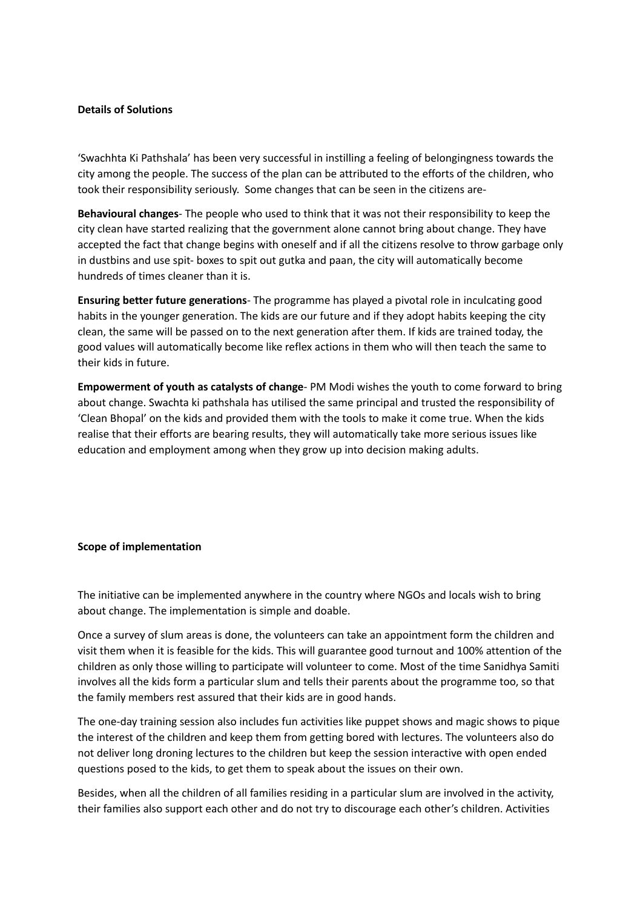**Details of Solutions**

'Swachhta Ki Pathshala' has been very successful in instilling a feeling of belongingness towards the city among the people. The success of the plan can be attributed to the efforts of the children, who took their responsibility seriously. Some changes that can be seen in the citizens are-

**Behavioural changes**- The people who used to think that it was not their responsibility to keep the city clean have started realizing that the government alone cannot bring about change. They have accepted the fact that change begins with oneself and if all the citizens resolve to throw garbage only in dustbins and use spit- boxes to spit out gutka and paan, the city will automatically become hundreds of times cleaner than it is.

**Ensuring better future generations**- The programme has played a pivotal role in inculcating good habits in the younger generation. The kids are our future and if they adopt habits keeping the city clean, the same will be passed on to the next generation after them. If kids are trained today, the good values will automatically become like reflex actions in them who will then teach the same to their kids in future.

**Empowerment of youth as catalysts of change**- PM Modi wishes the youth to come forward to bring about change. Swachta ki pathshala has utilised the same principal and trusted the responsibility of 'Clean Bhopal' on the kids and provided them with the tools to make it come true. When the kids realise that their efforts are bearing results, they will automatically take more serious issues like education and employment among when they grow up into decision making adults.

**Scope of implementation**

The initiative can be implemented anywhere in the country where NGOs and locals wish to bring about change. The implementation is simple and doable.

Once a survey of slum areas is done, the volunteers can take an appointment form the children and visit them when it is feasible for the kids. This will guarantee good turnout and 100% attention of the children as only those willing to participate will volunteer to come. Most of the time Sanidhya Samiti involves all the kids form a particular slum and tells their parents about the programme too, so that the family members rest assured that their kids are in good hands.

The one-day training session also includes fun activities like puppet shows and magic shows to pique the interest of the children and keep them from getting bored with lectures. The volunteers also do not deliver long droning lectures to the children but keep the session interactive with open ended questions posed to the kids, to get them to speak about the issues on their own.

Besides, when all the children of all families residing in a particular slum are involved in the activity, their families also support each other and do not try to discourage each other's children. Activities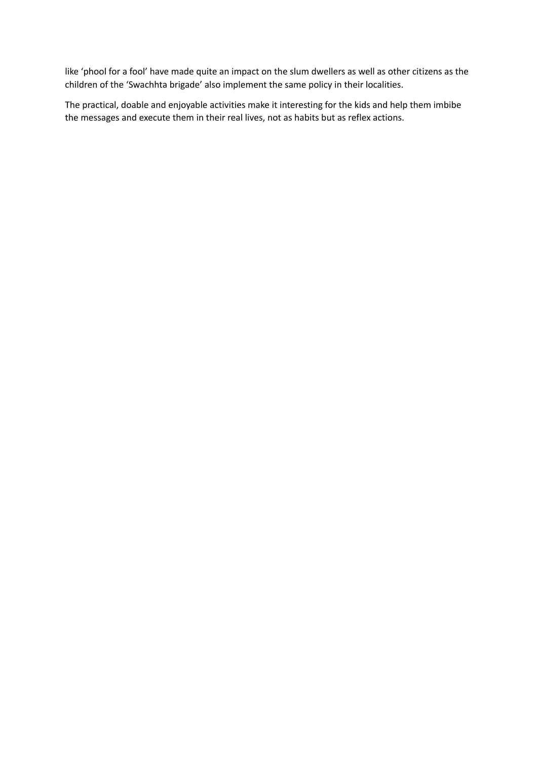like 'phool for a fool' have made quite an impact on the slum dwellers as well as other citizens as the children of the 'Swachhta brigade' also implement the same policy in their localities.

The practical, doable and enjoyable activities make it interesting for the kids and help them imbibe the messages and execute them in their real lives, not as habits but as reflex actions.